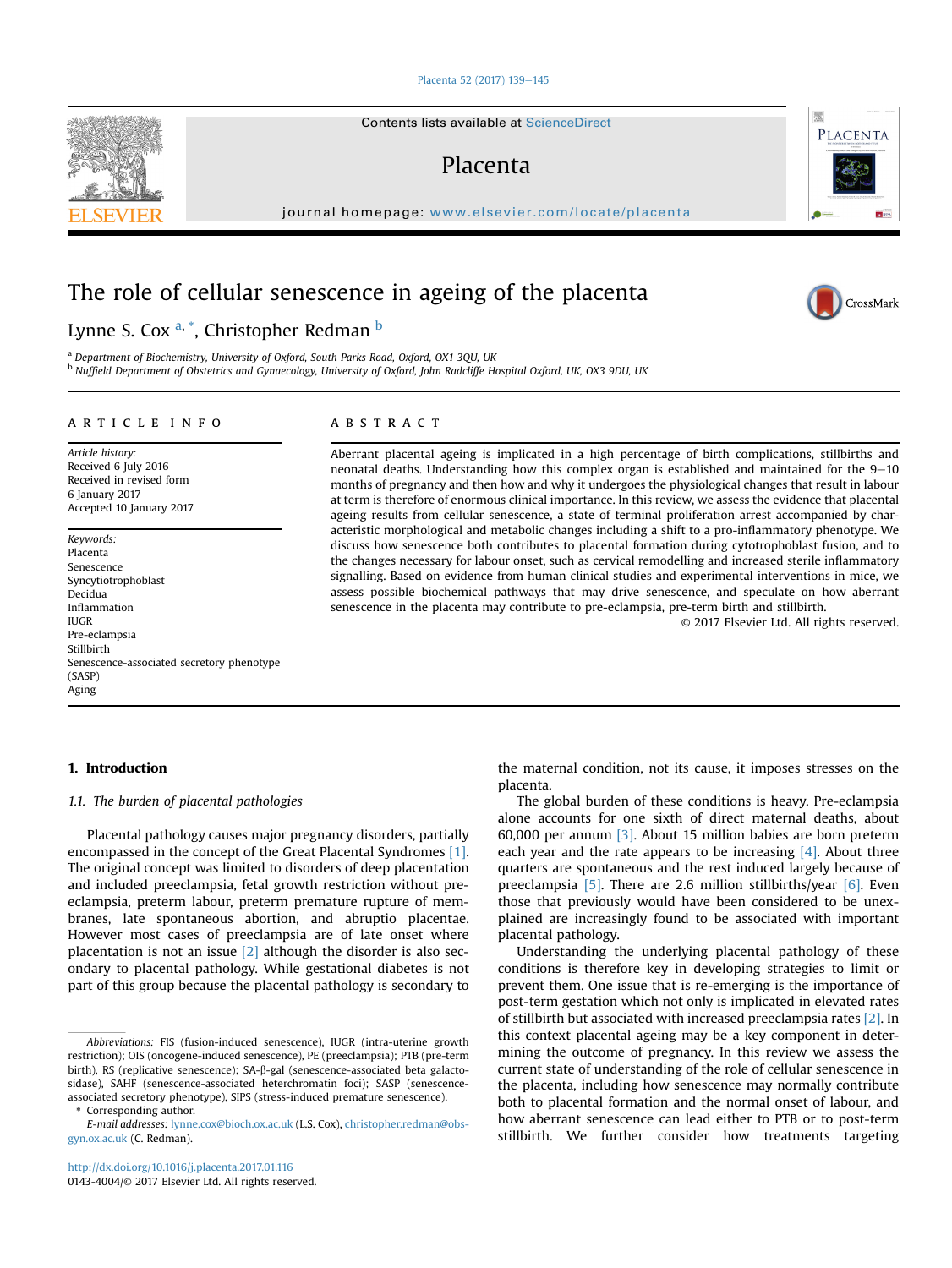# The role of cellular senescence in ageing of the placenta

Lynne S. Cox [a,*], Christopher Redman [b]

[a] Department of Biochemistry, University of Oxford, South Parks Road, Oxford, OX1 3QU, UK
[b] Nuffield Department of Obstetrics and Gynaecology, University of Oxford, John Radcliffe Hospital Oxford, UK, OX3 9DU, UK

## ARTICLE INFO

*Article history:*
Received 6 July 2016
Received in revised form
6 January 2017
Accepted 10 January 2017

*Keywords:*
Placenta
Senescence
Syncytiotrophoblast
Decidua
Inflammation
IUGR
Pre-eclampsia
Stillbirth
Senescence-associated secretory phenotype (SASP)
Aging

## ABSTRACT

Aberrant placental ageing is implicated in a high percentage of birth complications, stillbirths and neonatal deaths. Understanding how this complex organ is established and maintained for the 9–10 months of pregnancy and then how and why it undergoes the physiological changes that result in labour at term is therefore of enormous clinical importance. In this review, we assess the evidence that placental ageing results from cellular senescence, a state of terminal proliferation arrest accompanied by characteristic morphological and metabolic changes including a shift to a pro-inflammatory phenotype. We discuss how senescence both contributes to placental formation during cytotrophoblast fusion, and to the changes necessary for labour onset, such as cervical remodelling and increased sterile inflammatory signalling. Based on evidence from human clinical studies and experimental interventions in mice, we assess possible biochemical pathways that may drive senescence, and speculate on how aberrant senescence in the placenta may contribute to pre-eclampsia, pre-term birth and stillbirth.

© 2017 Elsevier Ltd. All rights reserved.

## 1. Introduction

### 1.1. The burden of placental pathologies

Placental pathology causes major pregnancy disorders, partially encompassed in the concept of the Great Placental Syndromes [1]. The original concept was limited to disorders of deep placentation and included preeclampsia, fetal growth restriction without preeclampsia, preterm labour, preterm premature rupture of membranes, late spontaneous abortion, and abruptio placentae. However most cases of preeclampsia are of late onset where placentation is not an issue [2] although the disorder is also secondary to placental pathology. While gestational diabetes is not part of this group because the placental pathology is secondary to the maternal condition, not its cause, it imposes stresses on the placenta.

The global burden of these conditions is heavy. Pre-eclampsia alone accounts for one sixth of direct maternal deaths, about 60,000 per annum [3]. About 15 million babies are born preterm each year and the rate appears to be increasing [4]. About three quarters are spontaneous and the rest induced largely because of preeclampsia [5]. There are 2.6 million stillbirths/year [6]. Even those that previously would have been considered to be unexplained are increasingly found to be associated with important placental pathology.

Understanding the underlying placental pathology of these conditions is therefore key in developing strategies to limit or prevent them. One issue that is re-emerging is the importance of post-term gestation which not only is implicated in elevated rates of stillbirth but associated with increased preeclampsia rates [2]. In this context placental ageing may be a key component in determining the outcome of pregnancy. In this review we assess the current state of understanding of the role of cellular senescence in the placenta, including how senescence may normally contribute both to placental formation and the normal onset of labour, and how aberrant senescence can lead either to PTB or to post-term stillbirth. We further consider how treatments targeting

---

*Abbreviations:* FIS (fusion-induced senescence), IUGR (intra-uterine growth restriction); OIS (oncogene-induced senescence), PE (preeclampsia); PTB (pre-term birth), RS (replicative senescence); SA-β-gal (senescence-associated beta galactosidase), SAHF (senescence-associated heterchromatin foci); SASP (senescence-associated secretory phenotype), SIPS (stress-induced premature senescence).

\* Corresponding author.

*E-mail addresses:* lynne.cox@bioch.ox.ac.uk (L.S. Cox), christopher.redman@obs-gyn.ox.ac.uk (C. Redman).

http://dx.doi.org/10.1016/j.placenta.2017.01.116
0143-4004/© 2017 Elsevier Ltd. All rights reserved.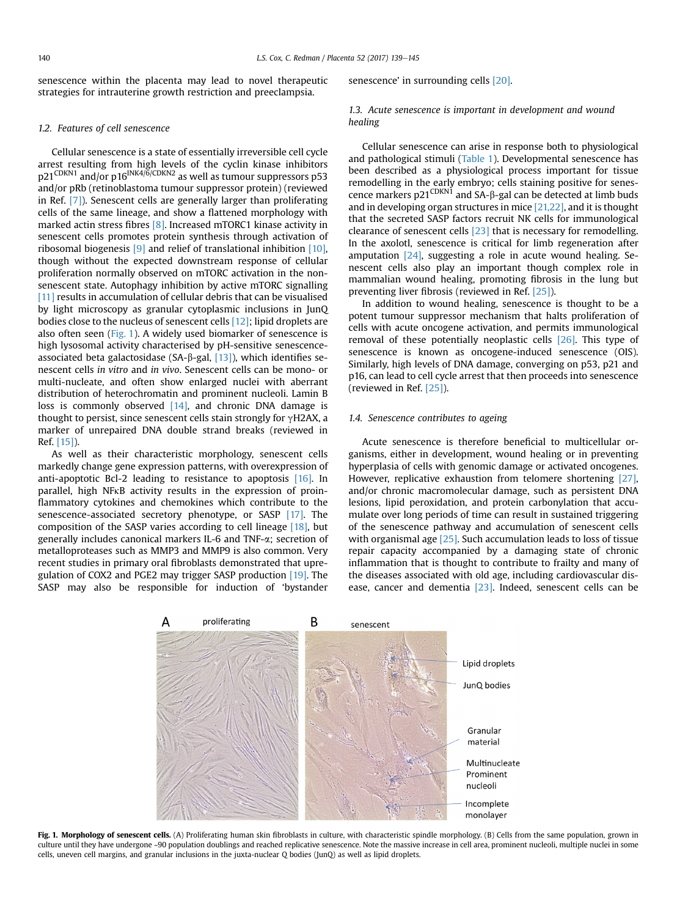senescence within the placenta may lead to novel therapeutic strategies for intrauterine growth restriction and preeclampsia.

### 1.2. Features of cell senescence

Cellular senescence is a state of essentially irreversible cell cycle arrest resulting from high levels of the cyclin kinase inhibitors $p21^{CDKN1}$ and/or $p16^{INK4/6/CDKN2}$ as well as tumour suppressors p53 and/or pRb (retinoblastoma tumour suppressor protein) (reviewed in Ref. [7]). Senescent cells are generally larger than proliferating cells of the same lineage, and show a flattened morphology with marked actin stress fibres [8]. Increased mTORC1 kinase activity in senescent cells promotes protein synthesis through activation of ribosomal biogenesis [9] and relief of translational inhibition [10], though without the expected downstream response of cellular proliferation normally observed on mTORC activation in the non-senescent state. Autophagy inhibition by active mTORC signalling [11] results in accumulation of cellular debris that can be visualised by light microscopy as granular cytoplasmic inclusions in JunQ bodies close to the nucleus of senescent cells [12]; lipid droplets are also often seen (Fig. 1). A widely used biomarker of senescence is high lysosomal activity characterised by pH-sensitive senescence-associated beta galactosidase (SA-β-gal, [13]), which identifies senescent cells *in vitro* and *in vivo*. Senescent cells can be mono- or multi-nucleate, and often show enlarged nuclei with aberrant distribution of heterochromatin and prominent nucleoli. Lamin B loss is commonly observed [14], and chronic DNA damage is thought to persist, since senescent cells stain strongly for γH2AX, a marker of unrepaired DNA double strand breaks (reviewed in Ref. [15]).

As well as their characteristic morphology, senescent cells markedly change gene expression patterns, with overexpression of anti-apoptotic Bcl-2 leading to resistance to apoptosis [16]. In parallel, high NFκB activity results in the expression of proinflammatory cytokines and chemokines which contribute to the senescence-associated secretory phenotype, or SASP [17]. The composition of the SASP varies according to cell lineage [18], but generally includes canonical markers IL-6 and TNF-α; secretion of metalloproteases such as MMP3 and MMP9 is also common. Very recent studies in primary oral fibroblasts demonstrated that upregulation of COX2 and PGE2 may trigger SASP production [19]. The SASP may also be responsible for induction of 'bystander senescence' in surrounding cells [20].

### 1.3. Acute senescence is important in development and wound healing

Cellular senescence can arise in response both to physiological and pathological stimuli (Table 1). Developmental senescence has been described as a physiological process important for tissue remodelling in the early embryo; cells staining positive for senescence markers $p21^{CDKN1}$ and SA-β-gal can be detected at limb buds and in developing organ structures in mice [21,22], and it is thought that the secreted SASP factors recruit NK cells for immunological clearance of senescent cells [23] that is necessary for remodelling. In the axolotl, senescence is critical for limb regeneration after amputation [24], suggesting a role in acute wound healing. Senescent cells also play an important though complex role in mammalian wound healing, promoting fibrosis in the lung but preventing liver fibrosis (reviewed in Ref. [25]).

In addition to wound healing, senescence is thought to be a potent tumour suppressor mechanism that halts proliferation of cells with acute oncogene activation, and permits immunological removal of these potentially neoplastic cells [26]. This type of senescence is known as oncogene-induced senescence (OIS). Similarly, high levels of DNA damage, converging on p53, p21 and p16, can lead to cell cycle arrest that then proceeds into senescence (reviewed in Ref. [25]).

### 1.4. Senescence contributes to ageing

Acute senescence is therefore beneficial to multicellular organisms, either in development, wound healing or in preventing hyperplasia of cells with genomic damage or activated oncogenes. However, replicative exhaustion from telomere shortening [27], and/or chronic macromolecular damage, such as persistent DNA lesions, lipid peroxidation, and protein carbonylation that accumulate over long periods of time can result in sustained triggering of the senescence pathway and accumulation of senescent cells with organismal age [25]. Such accumulation leads to loss of tissue repair capacity accompanied by a damaging state of chronic inflammation that is thought to contribute to frailty and many of the diseases associated with old age, including cardiovascular disease, cancer and dementia [23]. Indeed, senescent cells can be

**Fig. 1. Morphology of senescent cells.** (A) Proliferating human skin fibroblasts in culture, with characteristic spindle morphology. (B) Cells from the same population, grown in culture until they have undergone ~90 population doublings and reached replicative senescence. Note the massive increase in cell area, prominent nucleoli, multiple nuclei in some cells, uneven cell margins, and granular inclusions in the juxta-nuclear Q bodies (JunQ) as well as lipid droplets.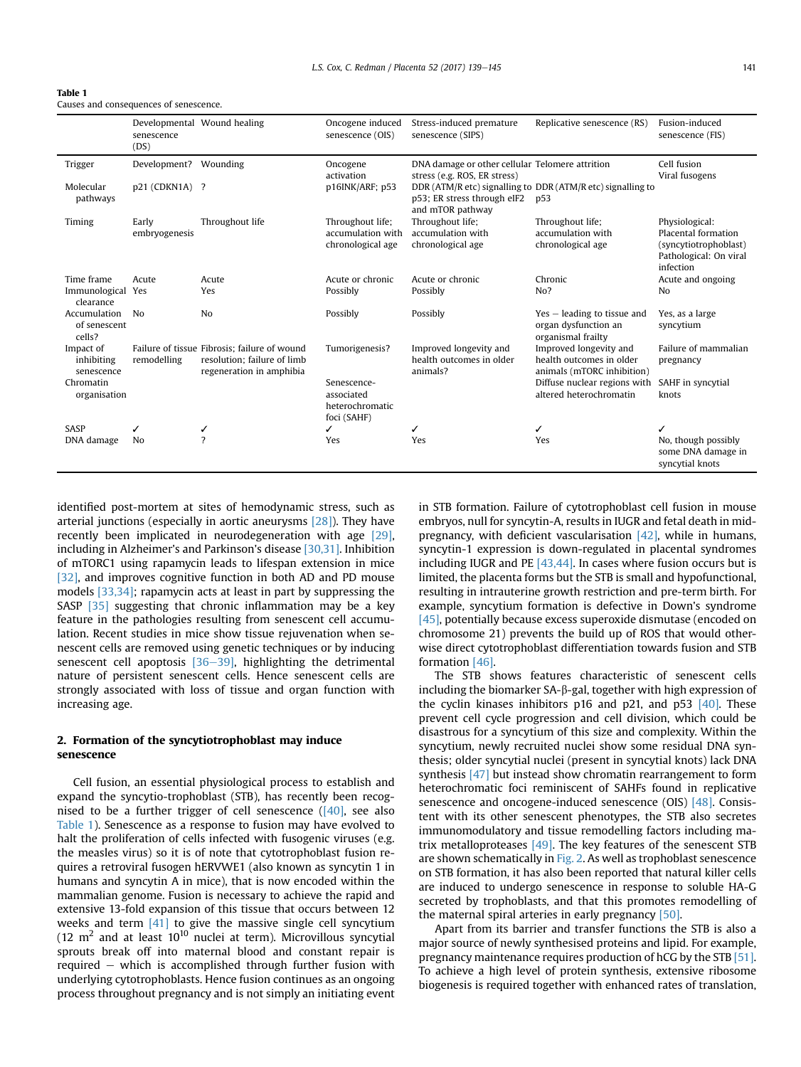**Table 1**
Causes and consequences of senescence.

| | Developmental senescence (DS) | Wound healing | Oncogene induced senescence (OIS) | Stress-induced premature senescence (SIPS) | Replicative senescence (RS) | Fusion-induced senescence (FIS) |
|---|---|---|---|---|---|---|
| Trigger | Development? | Wounding | Oncogene activation | DNA damage or other cellular stress (e.g. ROS, ER stress) | Telomere attrition | Cell fusion Viral fusogens |
| Molecular pathways | p21 (CDKN1A) | ? | p16INK/ARF; p53 | DDR (ATM/R etc) signalling to p53; ER stress through eIF2 and mTOR pathway | DDR (ATM/R etc) signalling to p53 | |
| Timing | Early embryogenesis | Throughout life | Throughout life; accumulation with chronological age | Throughout life; accumulation with chronological age | Throughout life; accumulation with chronological age | Physiological: Placental formation (syncytiotrophoblast) Pathological: On viral infection |
| Time frame | Acute | Acute | Acute or chronic | Acute or chronic | Chronic | Acute and ongoing |
| Immunological clearance | Yes | Yes | Possibly | Possibly | No? | No |
| Accumulation of senescent cells? | No | No | Possibly | Possibly | Yes – leading to tissue and organ dysfunction an organismal frailty | Yes, as a large syncytium |
| Impact of inhibiting senescence | Failure of tissue remodelling | Fibrosis; failure of wound resolution; failure of limb regeneration in amphibia | Tumorigenesis? | Improved longevity and health outcomes in older animals? | Improved longevity and health outcomes in older animals (mTORC inhibition) | Failure of mammalian pregnancy |
| Chromatin organisation | | | Senescence-associated heterochromatic foci (SAHF) | | Diffuse nuclear regions with altered heterochromatin | SAHF in syncytial knots |
| SASP | ✓ | ✓ | ✓ | ✓ | ✓ | ✓ |
| DNA damage | No | ? | Yes | Yes | Yes | No, though possibly some DNA damage in syncytial knots |

identified post-mortem at sites of hemodynamic stress, such as arterial junctions (especially in aortic aneurysms [28]). They have recently been implicated in neurodegeneration with age [29], including in Alzheimer's and Parkinson's disease [30,31]. Inhibition of mTORC1 using rapamycin leads to lifespan extension in mice [32], and improves cognitive function in both AD and PD mouse models [33,34]; rapamycin acts at least in part by suppressing the SASP [35] suggesting that chronic inflammation may be a key feature in the pathologies resulting from senescent cell accumulation. Recent studies in mice show tissue rejuvenation when senescent cells are removed using genetic techniques or by inducing senescent cell apoptosis [36–39], highlighting the detrimental nature of persistent senescent cells. Hence senescent cells are strongly associated with loss of tissue and organ function with increasing age.

## 2. Formation of the syncytiotrophoblast may induce senescence

Cell fusion, an essential physiological process to establish and expand the syncytio-trophoblast (STB), has recently been recognised to be a further trigger of cell senescence ([40], see also Table 1). Senescence as a response to fusion may have evolved to halt the proliferation of cells infected with fusogenic viruses (e.g. the measles virus) so it is of note that cytotrophoblast fusion requires a retroviral fusogen hERVWE1 (also known as syncytin 1 in humans and syncytin A in mice), that is now encoded within the mammalian genome. Fusion is necessary to achieve the rapid and extensive 13-fold expansion of this tissue that occurs between 12 weeks and term [41] to give the massive single cell syncytium (12 $m^2$ and at least $10^{10}$ nuclei at term). Microvillous syncytial sprouts break off into maternal blood and constant repair is required – which is accomplished through further fusion with underlying cytotrophoblasts. Hence fusion continues as an ongoing process throughout pregnancy and is not simply an initiating event in STB formation. Failure of cytotrophoblast cell fusion in mouse embryos, null for syncytin-A, results in IUGR and fetal death in mid-pregnancy, with deficient vascularisation [42], while in humans, syncytin-1 expression is down-regulated in placental syndromes including IUGR and PE [43,44]. In cases where fusion occurs but is limited, the placenta forms but the STB is small and hypofunctional, resulting in intrauterine growth restriction and pre-term birth. For example, syncytium formation is defective in Down's syndrome [45], potentially because excess superoxide dismutase (encoded on chromosome 21) prevents the build up of ROS that would otherwise direct cytotrophoblast differentiation towards fusion and STB formation [46].

The STB shows features characteristic of senescent cells including the biomarker SA-β-gal, together with high expression of the cyclin kinases inhibitors p16 and p21, and p53 [40]. These prevent cell cycle progression and cell division, which could be disastrous for a syncytium of this size and complexity. Within the syncytium, newly recruited nuclei show some residual DNA synthesis; older syncytial nuclei (present in syncytial knots) lack DNA synthesis [47] but instead show chromatin rearrangement to form heterochromatic foci reminiscent of SAHFs found in replicative senescence and oncogene-induced senescence (OIS) [48]. Consistent with its other senescent phenotypes, the STB also secretes immunomodulatory and tissue remodelling factors including matrix metalloproteases [49]. The key features of the senescent STB are shown schematically in Fig. 2. As well as trophoblast senescence on STB formation, it has also been reported that natural killer cells are induced to undergo senescence in response to soluble HA-G secreted by trophoblasts, and that this promotes remodelling of the maternal spiral arteries in early pregnancy [50].

Apart from its barrier and transfer functions the STB is also a major source of newly synthesised proteins and lipid. For example, pregnancy maintenance requires production of hCG by the STB [51]. To achieve a high level of protein synthesis, extensive ribosome biogenesis is required together with enhanced rates of translation,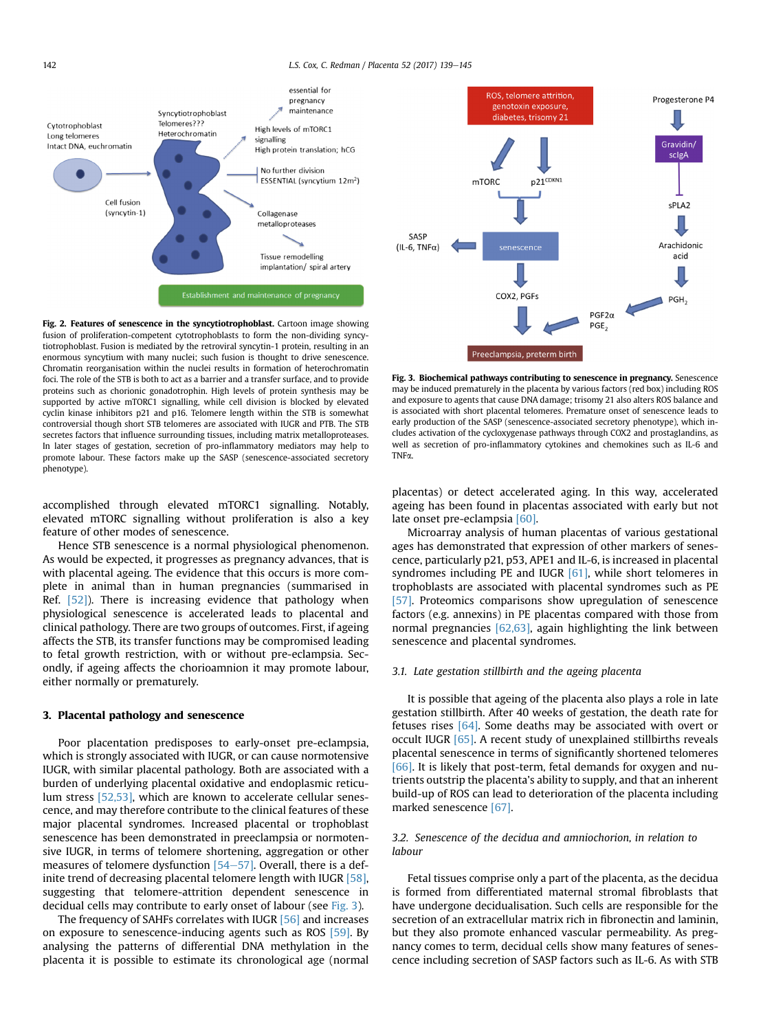Fig. 2. **Features of senescence in the syncytiotrophoblast.** Cartoon image showing fusion of proliferation-competent cytotrophoblasts to form the non-dividing syncytiotrophoblast. Fusion is mediated by the retroviral syncytin-1 protein, resulting in an enormous syncytium with many nuclei; such fusion is thought to drive senescence. Chromatin reorganisation within the nuclei results in formation of heterochromatin foci. The role of the STB is both to act as a barrier and a transfer surface, and to provide proteins such as chorionic gonadotrophin. High levels of protein synthesis may be supported by active mTORC1 signalling, while cell division is blocked by elevated cyclin kinase inhibitors p21 and p16. Telomere length within the STB is somewhat controversial though short STB telomeres are associated with IUGR and PTB. The STB secretes factors that influence surrounding tissues, including matrix metalloproteases. In later stages of gestation, secretion of pro-inflammatory mediators may help to promote labour. These factors make up the SASP (senescence-associated secretory phenotype).

Fig. 3. **Biochemical pathways contributing to senescence in pregnancy.** Senescence may be induced prematurely in the placenta by various factors (red box) including ROS and exposure to agents that cause DNA damage; trisomy 21 also alters ROS balance and is associated with short placental telomeres. Premature onset of senescence leads to early production of the SASP (senescence-associated secretory phenotype), which includes activation of the cycloxygenase pathways through COX2 and prostaglandins, as well as secretion of pro-inflammatory cytokines and chemokines such as IL-6 and TNFα.

accomplished through elevated mTORC1 signalling. Notably, elevated mTORC signalling without proliferation is also a key feature of other modes of senescence.

Hence STB senescence is a normal physiological phenomenon. As would be expected, it progresses as pregnancy advances, that is with placental ageing. The evidence that this occurs is more complete in animal than in human pregnancies (summarised in Ref. [52]). There is increasing evidence that pathology when physiological senescence is accelerated leads to placental and clinical pathology. There are two groups of outcomes. First, if ageing affects the STB, its transfer functions may be compromised leading to fetal growth restriction, with or without pre-eclampsia. Secondly, if ageing affects the chorioamnion it may promote labour, either normally or prematurely.

## 3. Placental pathology and senescence

Poor placentation predisposes to early-onset pre-eclampsia, which is strongly associated with IUGR, or can cause normotensive IUGR, with similar placental pathology. Both are associated with a burden of underlying placental oxidative and endoplasmic reticulum stress [52,53], which are known to accelerate cellular senescence, and may therefore contribute to the clinical features of these major placental syndromes. Increased placental or trophoblast senescence has been demonstrated in preeclampsia or normotensive IUGR, in terms of telomere shortening, aggregation or other measures of telomere dysfunction [54–57]. Overall, there is a definite trend of decreasing placental telomere length with IUGR [58], suggesting that telomere-attrition dependent senescence in decidual cells may contribute to early onset of labour (see Fig. 3).

The frequency of SAHFs correlates with IUGR [56] and increases on exposure to senescence-inducing agents such as ROS [59]. By analysing the patterns of differential DNA methylation in the placenta it is possible to estimate its chronological age (normal placentas) or detect accelerated aging. In this way, accelerated ageing has been found in placentas associated with early but not late onset pre-eclampsia [60].

Microarray analysis of human placentas of various gestational ages has demonstrated that expression of other markers of senescence, particularly p21, p53, APE1 and IL-6, is increased in placental syndromes including PE and IUGR [61], while short telomeres in trophoblasts are associated with placental syndromes such as PE [57]. Proteomics comparisons show upregulation of senescence factors (e.g. annexins) in PE placentas compared with those from normal pregnancies [62,63], again highlighting the link between senescence and placental syndromes.

### 3.1. Late gestation stillbirth and the ageing placenta

It is possible that ageing of the placenta also plays a role in late gestation stillbirth. After 40 weeks of gestation, the death rate for fetuses rises [64]. Some deaths may be associated with overt or occult IUGR [65]. A recent study of unexplained stillbirths reveals placental senescence in terms of significantly shortened telomeres [66]. It is likely that post-term, fetal demands for oxygen and nutrients outstrip the placenta's ability to supply, and that an inherent build-up of ROS can lead to deterioration of the placenta including marked senescence [67].

### 3.2. Senescence of the decidua and amniochorion, in relation to labour

Fetal tissues comprise only a part of the placenta, as the decidua is formed from differentiated maternal stromal fibroblasts that have undergone decidualisation. Such cells are responsible for the secretion of an extracellular matrix rich in fibronectin and laminin, but they also promote enhanced vascular permeability. As pregnancy comes to term, decidual cells show many features of senescence including secretion of SASP factors such as IL-6. As with STB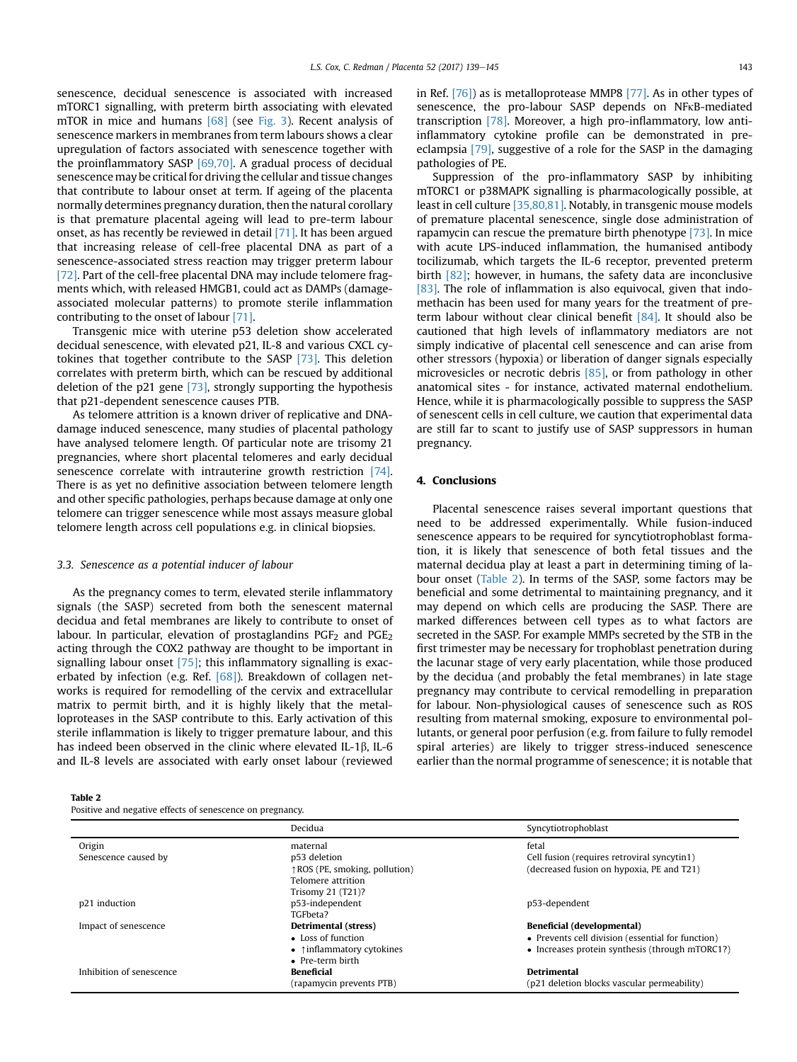senescence, decidual senescence is associated with increased mTORC1 signalling, with preterm birth associating with elevated mTOR in mice and humans [68] (see Fig. 3). Recent analysis of senescence markers in membranes from term labours shows a clear upregulation of factors associated with senescence together with the proinflammatory SASP [69,70]. A gradual process of decidual senescence may be critical for driving the cellular and tissue changes that contribute to labour onset at term. If ageing of the placenta normally determines pregnancy duration, then the natural corollary is that premature placental ageing will lead to pre-term labour onset, as has recently be reviewed in detail [71]. It has been argued that increasing release of cell-free placental DNA as part of a senescence-associated stress reaction may trigger preterm labour [72]. Part of the cell-free placental DNA may include telomere fragments which, with released HMGB1, could act as DAMPs (damage-associated molecular patterns) to promote sterile inflammation contributing to the onset of labour [71].

Transgenic mice with uterine p53 deletion show accelerated decidual senescence, with elevated p21, IL-8 and various CXCL cytokines that together contribute to the SASP [73]. This deletion correlates with preterm birth, which can be rescued by additional deletion of the p21 gene [73], strongly supporting the hypothesis that p21-dependent senescence causes PTB.

As telomere attrition is a known driver of replicative and DNA-damage induced senescence, many studies of placental pathology have analysed telomere length. Of particular note are trisomy 21 pregnancies, where short placental telomeres and early decidual senescence correlate with intrauterine growth restriction [74]. There is as yet no definitive association between telomere length and other specific pathologies, perhaps because damage at only one telomere can trigger senescence while most assays measure global telomere length across cell populations e.g. in clinical biopsies.

### 3.3. Senescence as a potential inducer of labour

As the pregnancy comes to term, elevated sterile inflammatory signals (the SASP) secreted from both the senescent maternal decidua and fetal membranes are likely to contribute to onset of labour. In particular, elevation of prostaglandins $PGF_2$ and $PGE_2$ acting through the COX2 pathway are thought to be important in signalling labour onset [75]; this inflammatory signalling is exacerbated by infection (e.g. Ref. [68]). Breakdown of collagen networks is required for remodelling of the cervix and extracellular matrix to permit birth, and it is highly likely that the metalloproteases in the SASP contribute to this. Early activation of this sterile inflammation is likely to trigger premature labour, and this has indeed been observed in the clinic where elevated IL-1β, IL-6 and IL-8 levels are associated with early onset labour (reviewed in Ref. [76]) as is metalloprotease MMP8 [77]. As in other types of senescence, the pro-labour SASP depends on NFκB-mediated transcription [78]. Moreover, a high pro-inflammatory, low anti-inflammatory cytokine profile can be demonstrated in pre-eclampsia [79], suggestive of a role for the SASP in the damaging pathologies of PE.

Suppression of the pro-inflammatory SASP by inhibiting mTORC1 or p38MAPK signalling is pharmacologically possible, at least in cell culture [35,80,81]. Notably, in transgenic mouse models of premature placental senescence, single dose administration of rapamycin can rescue the premature birth phenotype [73]. In mice with acute LPS-induced inflammation, the humanised antibody tocilizumab, which targets the IL-6 receptor, prevented preterm birth [82]; however, in humans, the safety data are inconclusive [83]. The role of inflammation is also equivocal, given that indomethacin has been used for many years for the treatment of preterm labour without clear clinical benefit [84]. It should also be cautioned that high levels of inflammatory mediators are not simply indicative of placental cell senescence and can arise from other stressors (hypoxia) or liberation of danger signals especially microvesicles or necrotic debris [85], or from pathology in other anatomical sites - for instance, activated maternal endothelium. Hence, while it is pharmacologically possible to suppress the SASP of senescent cells in cell culture, we caution that experimental data are still far to scant to justify use of SASP suppressors in human pregnancy.

## 4. Conclusions

Placental senescence raises several important questions that need to be addressed experimentally. While fusion-induced senescence appears to be required for syncytiotrophoblast formation, it is likely that senescence of both fetal tissues and the maternal decidua play at least a part in determining timing of labour onset (Table 2). In terms of the SASP, some factors may be beneficial and some detrimental to maintaining pregnancy, and it may depend on which cells are producing the SASP. There are marked differences between cell types as to what factors are secreted in the SASP. For example MMPs secreted by the STB in the first trimester may be necessary for trophoblast penetration during the lacunar stage of very early placentation, while those produced by the decidua (and probably the fetal membranes) in late stage pregnancy may contribute to cervical remodelling in preparation for labour. Non-physiological causes of senescence such as ROS resulting from maternal smoking, exposure to environmental pollutants, or general poor perfusion (e.g. from failure to fully remodel spiral arteries) are likely to trigger stress-induced senescence earlier than the normal programme of senescence; it is notable that

**Table 2**
Positive and negative effects of senescence on pregnancy.

| | Decidua | Syncytiotrophoblast |
|---|---|---|
| Origin | maternal | fetal |
| Senescence caused by | p53 deletion<br>↑ROS (PE, smoking, pollution)<br>Telomere attrition<br>Trisomy 21 (T21)? | Cell fusion (requires retroviral syncytin1)<br>(decreased fusion on hypoxia, PE and T21) |
| p21 induction | p53-independent<br>TGFbeta? | p53-dependent |
| Impact of senescence | **Detrimental (stress)**<br>• Loss of function<br>• ↑inflammatory cytokines<br>• Pre-term birth | **Beneficial (developmental)**<br>• Prevents cell division (essential for function)<br>• Increases protein synthesis (through mTORC1?) |
| Inhibition of senescence | **Beneficial**<br>(rapamycin prevents PTB) | **Detrimental**<br>(p21 deletion blocks vascular permeability) |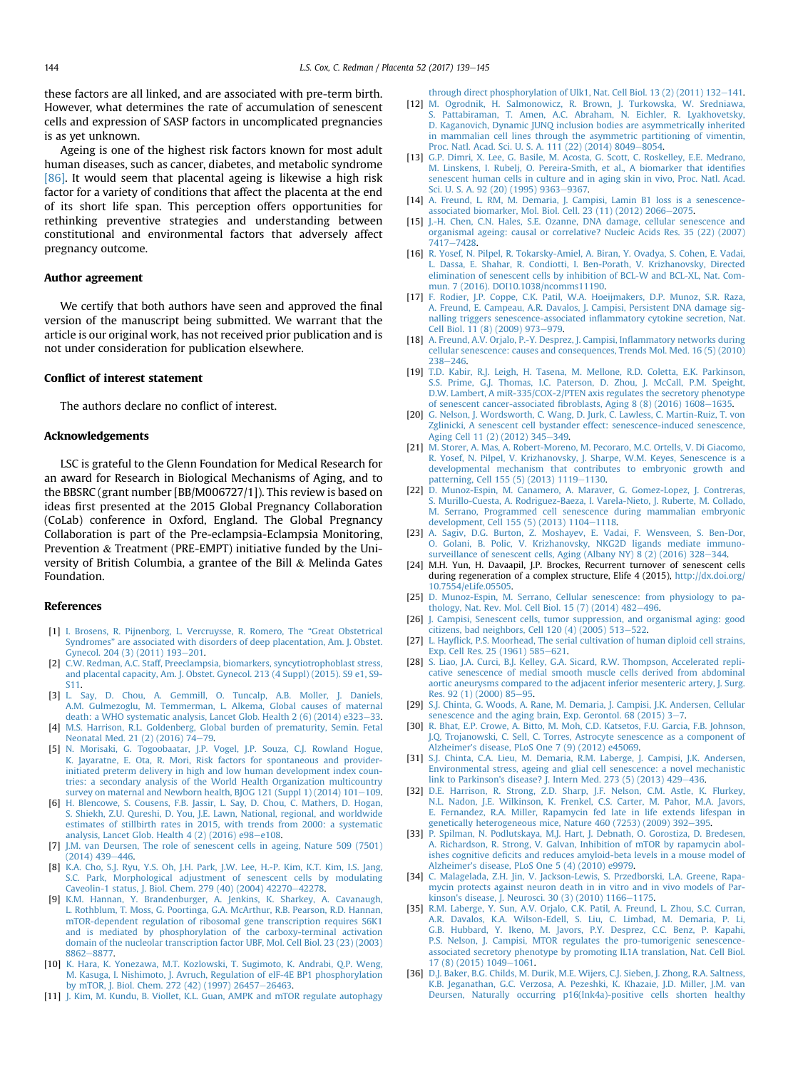these factors are all linked, and are associated with pre-term birth. However, what determines the rate of accumulation of senescent cells and expression of SASP factors in uncomplicated pregnancies is as yet unknown.

Ageing is one of the highest risk factors known for most adult human diseases, such as cancer, diabetes, and metabolic syndrome [86]. It would seem that placental ageing is likewise a high risk factor for a variety of conditions that affect the placenta at the end of its short life span. This perception offers opportunities for rethinking preventive strategies and understanding between constitutional and environmental factors that adversely affect pregnancy outcome.

## Author agreement

We certify that both authors have seen and approved the final version of the manuscript being submitted. We warrant that the article is our original work, has not received prior publication and is not under consideration for publication elsewhere.

## Conflict of interest statement

The authors declare no conflict of interest.

## Acknowledgements

LSC is grateful to the Glenn Foundation for Medical Research for an award for Research in Biological Mechanisms of Aging, and to the BBSRC (grant number [BB/M006727/1]). This review is based on ideas first presented at the 2015 Global Pregnancy Collaboration (CoLab) conference in Oxford, England. The Global Pregnancy Collaboration is part of the Pre-eclampsia-Eclampsia Monitoring, Prevention & Treatment (PRE-EMPT) initiative funded by the University of British Columbia, a grantee of the Bill & Melinda Gates Foundation.

## References

[1] I. Brosens, R. Pijnenborg, L. Vercruysse, R. Romero, The "Great Obstetrical Syndromes" are associated with disorders of deep placentation, Am. J. Obstet. Gynecol. 204 (3) (2011) 193–201.

[2] C.W. Redman, A.C. Staff, Preeclampsia, biomarkers, syncytiotrophoblast stress, and placental capacity, Am. J. Obstet. Gynecol. 213 (4 Suppl) (2015). S9 e1, S9-S11.

[3] L. Say, D. Chou, A. Gemmill, O. Tuncalp, A.B. Moller, J. Daniels, A.M. Gulmezoglu, M. Temmerman, L. Alkema, Global causes of maternal death: a WHO systematic analysis, Lancet Glob. Health 2 (6) (2014) e323–33.

[4] M.S. Harrison, R.L. Goldenberg, Global burden of prematurity, Semin. Fetal Neonatal Med. 21 (2) (2016) 74–79.

[5] N. Morisaki, G. Togoobaatar, J.P. Vogel, J.P. Souza, C.J. Rowland Hogue, K. Jayaratne, E. Ota, R. Mori, Risk factors for spontaneous and provider-initiated preterm delivery in high and low human development index countries: a secondary analysis of the World Health Organization multicountry survey on maternal and Newborn health, BJOG 121 (Suppl 1) (2014) 101–109.

[6] H. Blencowe, S. Cousens, F.B. Jassir, L. Say, D. Chou, C. Mathers, D. Hogan, S. Shiekh, Z.U. Qureshi, D. You, J.E. Lawn, National, regional, and worldwide estimates of stillbirth rates in 2015, with trends from 2000: a systematic analysis, Lancet Glob. Health 4 (2) (2016) e98–e108.

[7] J.M. van Deursen, The role of senescent cells in ageing, Nature 509 (7501) (2014) 439–446.

[8] K.A. Cho, S.J. Ryu, Y.S. Oh, J.H. Park, J.W. Lee, H.-P. Kim, K.T. Kim, I.S. Jang, S.C. Park, Morphological adjustment of senescent cells by modulating Caveolin-1 status, J. Biol. Chem. 279 (40) (2004) 42270–42278.

[9] K.M. Hannan, Y. Brandenburger, A. Jenkins, K. Sharkey, A. Cavanaugh, L. Rothblum, T. Moss, G. Poortinga, G.A. McArthur, R.B. Pearson, R.D. Hannan, mTOR-dependent regulation of ribosomal gene transcription requires S6K1 and is mediated by phosphorylation of the carboxy-terminal activation domain of the nucleolar transcription factor UBF, Mol. Cell Biol. 23 (23) (2003) 8862–8877.

[10] K. Hara, K. Yonezawa, M.T. Kozlowski, T. Sugimoto, K. Andrabi, Q.P. Weng, M. Kasuga, I. Nishimoto, J. Avruch, Regulation of eIF-4E BP1 phosphorylation by mTOR, J. Biol. Chem. 272 (42) (1997) 26457–26463.

[11] J. Kim, M. Kundu, B. Viollet, K.L. Guan, AMPK and mTOR regulate autophagy through direct phosphorylation of Ulk1, Nat. Cell Biol. 13 (2) (2011) 132–141.

[12] M. Ogrodnik, H. Salmonowicz, R. Brown, J. Turkowska, W. Sredniawa, S. Pattabiraman, T. Amen, A.C. Abraham, N. Eichler, R. Lyakhovetsky, D. Kaganovich, Dynamic JUNQ inclusion bodies are asymmetrically inherited in mammalian cell lines through the asymmetric partitioning of vimentin, Proc. Natl. Acad. Sci. U. S. A. 111 (22) (2014) 8049–8054.

[13] G.P. Dimri, X. Lee, G. Basile, M. Acosta, G. Scott, C. Roskelley, E.E. Medrano, M. Linskens, I. Rubelj, O. Pereira-Smith, et al., A biomarker that identifies senescent human cells in culture and in aging skin in vivo, Proc. Natl. Acad. Sci. U. S. A. 92 (20) (1995) 9363–9367.

[14] A. Freund, L. RM, M. Demaria, J. Campisi, Lamin B1 loss is a senescence-associated biomarker, Mol. Biol. Cell. 23 (11) (2012) 2066–2075.

[15] J.-H. Chen, C.N. Hales, S.E. Ozanne, DNA damage, cellular senescence and organismal ageing: causal or correlative? Nucleic Acids Res. 35 (22) (2007) 7417–7428.

[16] R. Yosef, N. Pilpel, R. Tokarsky-Amiel, A. Biran, Y. Ovadya, S. Cohen, E. Vadai, L. Dassa, E. Shahar, R. Condiotti, I. Ben-Porath, V. Krizhanovsky, Directed elimination of senescent cells by inhibition of BCL-W and BCL-XL, Nat. Commun. 7 (2016). DOI10.1038/ncomms11190.

[17] F. Rodier, J.P. Coppe, C.K. Patil, W.A. Hoeijmakers, D.P. Munoz, S.R. Raza, A. Freund, E. Campeau, A.R. Davalos, J. Campisi, Persistent DNA damage signalling triggers senescence-associated inflammatory cytokine secretion, Nat. Cell Biol. 11 (8) (2009) 973–979.

[18] A. Freund, A.V. Orjalo, P.-Y. Desprez, J. Campisi, Inflammatory networks during cellular senescence: causes and consequences, Trends Mol. Med. 16 (5) (2010) 238–246.

[19] T.D. Kabir, R.J. Leigh, H. Tasena, M. Mellone, R.D. Coletta, E.K. Parkinson, S.S. Prime, G.J. Thomas, I.C. Paterson, D. Zhou, J. McCall, P.M. Speight, D.W. Lambert, A miR-335/COX-2/PTEN axis regulates the secretory phenotype of senescent cancer-associated fibroblasts, Aging 8 (8) (2016) 1608–1635.

[20] G. Nelson, J. Wordsworth, C. Wang, D. Jurk, C. Lawless, C. Martin-Ruiz, T. von Zglinicki, A senescent cell bystander effect: senescence-induced senescence, Aging Cell 11 (2) (2012) 345–349.

[21] M. Storer, A. Mas, A. Robert-Moreno, M. Pecoraro, M.C. Ortells, V. Di Giacomo, R. Yosef, N. Pilpel, V. Krizhanovsky, J. Sharpe, W.M. Keyes, Senescence is a developmental mechanism that contributes to embryonic growth and patterning, Cell 155 (5) (2013) 1119–1130.

[22] D. Munoz-Espin, M. Canamero, A. Maraver, G. Gomez-Lopez, J. Contreras, S. Murillo-Cuesta, A. Rodriguez-Baeza, I. Varela-Nieto, J. Ruberte, M. Collado, M. Serrano, Programmed cell senescence during mammalian embryonic development, Cell 155 (5) (2013) 1104–1118.

[23] A. Sagiv, D.G. Burton, Z. Moshayev, E. Vadai, F. Wensveen, S. Ben-Dor, O. Golani, B. Polic, V. Krizhanovsky, NKG2D ligands mediate immunosurveillance of senescent cells, Aging (Albany NY) 8 (2) (2016) 328–344.

[24] M.H. Yun, H. Davaapil, J.P. Brockes, Recurrent turnover of senescent cells during regeneration of a complex structure, Elife 4 (2015), http://dx.doi.org/10.7554/eLife.05505.

[25] D. Munoz-Espin, M. Serrano, Cellular senescence: from physiology to pathology, Nat. Rev. Mol. Cell Biol. 15 (7) (2014) 482–496.

[26] J. Campisi, Senescent cells, tumor suppression, and organismal aging: good citizens, bad neighbors, Cell 120 (4) (2005) 513–522.

[27] L. Hayflick, P.S. Moorhead, The serial cultivation of human diploid cell strains, Exp. Cell Res. 25 (1961) 585–621.

[28] S. Liao, J.A. Curci, B.J. Kelley, G.A. Sicard, R.W. Thompson, Accelerated replicative senescence of medial smooth muscle cells derived from abdominal aortic aneurysms compared to the adjacent inferior mesenteric artery, J. Surg. Res. 92 (1) (2000) 85–95.

[29] S.J. Chinta, G. Woods, A. Rane, M. Demaria, J. Campisi, J.K. Andersen, Cellular senescence and the aging brain, Exp. Gerontol. 68 (2015) 3–7.

[30] R. Bhat, E.P. Crowe, A. Bitto, M. Moh, C.D. Katsetos, F.U. Garcia, F.B. Johnson, J.Q. Trojanowski, C. Sell, C. Torres, Astrocyte senescence as a component of Alzheimer's disease, PLoS One 7 (9) (2012) e45069.

[31] S.J. Chinta, C.A. Lieu, M. Demaria, R.M. Laberge, J. Campisi, J.K. Andersen, Environmental stress, ageing and glial cell senescence: a novel mechanistic link to Parkinson's disease? J. Intern Med. 273 (5) (2013) 429–436.

[32] D.E. Harrison, R. Strong, Z.D. Sharp, J.F. Nelson, C.M. Astle, K. Flurkey, N.L. Nadon, J.E. Wilkinson, K. Frenkel, C.S. Carter, M. Pahor, M.A. Javors, E. Fernandez, R.A. Miller, Rapamycin fed late in life extends lifespan in genetically heterogeneous mice, Nature 460 (7253) (2009) 392–395.

[33] P. Spilman, N. Podlutskaya, M.J. Hart, J. Debnath, O. Gorostiza, D. Bredesen, A. Richardson, R. Strong, V. Galvan, Inhibition of mTOR by rapamycin abolishes cognitive deficits and reduces amyloid-beta levels in a mouse model of Alzheimer's disease, PLoS One 5 (4) (2010) e9979.

[34] C. Malagelada, Z.H. Jin, V. Jackson-Lewis, S. Przedborski, L.A. Greene, Rapamycin protects against neuron death in in vitro and in vivo models of Parkinson's disease, J. Neurosci. 30 (3) (2010) 1166–1175.

[35] R.M. Laberge, Y. Sun, A.V. Orjalo, C.K. Patil, A. Freund, L. Zhou, S.C. Curran, A.R. Davalos, K.A. Wilson-Edell, S. Liu, C. Limbad, M. Demaria, P. Li, G.B. Hubbard, Y. Ikeno, M. Javors, P.Y. Desprez, C.C. Benz, P. Kapahi, P.S. Nelson, J. Campisi, MTOR regulates the pro-tumorigenic senescence-associated secretory phenotype by promoting IL1A translation, Nat. Cell Biol. 17 (8) (2015) 1049–1061.

[36] D.J. Baker, B.G. Childs, M. Durik, M.E. Wijers, C.J. Sieben, J. Zhong, R.A. Saltness, K.B. Jeganathan, G.C. Verzosa, A. Pezeshki, K. Khazaie, J.D. Miller, J.M. van Deursen, Naturally occurring p16(Ink4a)-positive cells shorten healthy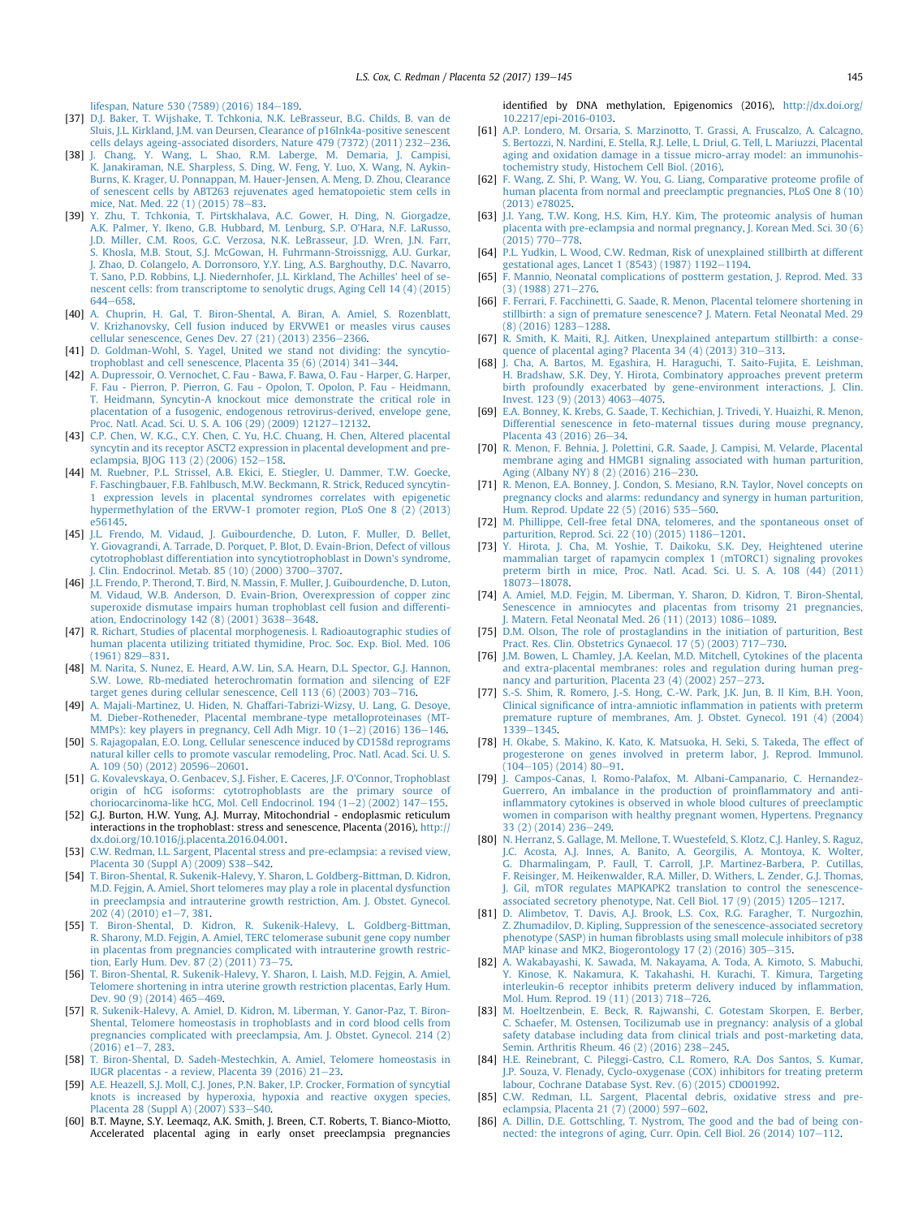lifespan, Nature 530 (7589) (2016) 184–189.

[37] D.J. Baker, T. Wijshake, T. Tchkonia, N.K. LeBrasseur, B.G. Childs, B. van de Sluis, J.L. Kirkland, J.M. van Deursen, Clearance of p16Ink4a-positive senescent cells delays ageing-associated disorders, Nature 479 (7372) (2011) 232–236.

[38] J. Chang, Y. Wang, L. Shao, R.M. Laberge, M. Demaria, J. Campisi, K. Janakiraman, N.E. Sharpless, S. Ding, W. Feng, Y. Luo, X. Wang, N. Aykin-Burns, K. Krager, U. Ponnappan, M. Hauer-Jensen, A. Meng, D. Zhou, Clearance of senescent cells by ABT263 rejuvenates aged hematopoietic stem cells in mice, Nat. Med. 22 (1) (2015) 78–83.

[39] Y. Zhu, T. Tchkonia, T. Pirtskhalava, A.C. Gower, H. Ding, N. Giorgadze, A.K. Palmer, Y. Ikeno, G.B. Hubbard, M. Lenburg, S.P. O'Hara, N.F. LaRusso, J.D. Miller, C.M. Roos, G.C. Verzosa, N.K. LeBrasseur, J.D. Wren, J.N. Farr, S. Khosla, M.B. Stout, S.J. McGowan, H. Fuhrmann-Stroissnigg, A.U. Gurkar, J. Zhao, D. Colangelo, A. Dorronsoro, Y.Y. Ling, A.S. Barghouthy, D.C. Navarro, T. Sano, P.D. Robbins, L.J. Niedernhofer, J.L. Kirkland, The Achilles' heel of senescent cells: from transcriptome to senolytic drugs, Aging Cell 14 (4) (2015) 644–658.

[40] A. Chuprin, H. Gal, T. Biron-Shental, A. Biran, A. Amiel, S. Rozenblatt, V. Krizhanovsky, Cell fusion induced by ERVWE1 or measles virus causes cellular senescence, Genes Dev. 27 (21) (2013) 2356–2366.

[41] D. Goldman-Wohl, S. Yagel, United we stand not dividing: the syncytiotrophoblast and cell senescence, Placenta 35 (6) (2014) 341–344.

[42] A. Dupressoir, O. Vernochet, C. Fau - Bawa, F. Bawa, O. Fau - Harper, G. Harper, F. Fau - Pierron, G. Pierron, G. Fau - Opolon, P. Opolon, P. Fau - Heidmann, T. Heidmann, Syncytin-A knockout mice demonstrate the critical role in placentation of a fusogenic, endogenous retrovirus-derived, envelope gene, Proc. Natl. Acad. Sci. U. S. A. 106 (29) (2009) 12127–12132.

[43] C.P. Chen, W. K.G., C.Y. Chen, C. Yu, H.C. Chuang, H. Chen, Altered placental syncytin and its receptor ASCT2 expression in placental development and pre-eclampsia, BJOG 113 (2) (2006) 152–158.

[44] M. Ruebner, P.L. Strissel, A.B. Ekici, E. Stiegler, U. Dammer, T.W. Goecke, F. Faschingbauer, F.B. Fahlbusch, M.W. Beckmann, R. Strick, Reduced syncytin-1 expression levels in placental syndromes correlates with epigenetic hypermethylation of the ERVW-1 promoter region, PLoS One 8 (2) (2013) e56145.

[45] J.L. Frendo, M. Vidaud, J. Guibourdenche, D. Luton, F. Muller, D. Bellet, Y. Giovagrandi, A. Tarrade, D. Porquet, P. Blot, D. Evain-Brion, Defect of villous cytotrophoblast differentiation into syncytiotrophoblast in Down's syndrome, J. Clin. Endocrinol. Metab. 85 (10) (2000) 3700–3707.

[46] J.L. Frendo, P. Therond, T. Bird, N. Massin, F. Muller, J. Guibourdenche, D. Luton, M. Vidaud, W.B. Anderson, D. Evain-Brion, Overexpression of copper zinc superoxide dismutase impairs human trophoblast cell fusion and differentiation, Endocrinology 142 (8) (2001) 3638–3648.

[47] R. Richart, Studies of placental morphogenesis. I. Radioautographic studies of human placenta utilizing tritiated thymidine, Proc. Soc. Exp. Biol. Med. 106 (1961) 829–831.

[48] M. Narita, S. Nunez, E. Heard, A.W. Lin, S.A. Hearn, D.L. Spector, G.J. Hannon, S.W. Lowe, Rb-mediated heterochromatin formation and silencing of E2F target genes during cellular senescence, Cell 113 (6) (2003) 703–716.

[49] A. Majali-Martinez, U. Hiden, N. Ghaffari-Tabrizi-Wizsy, U. Lang, G. Desoye, M. Dieber-Rotheneder, Placental membrane-type metalloproteinases (MT-MMPs): key players in pregnancy, Cell Adh Migr. 10 (1–2) (2016) 136–146.

[50] S. Rajagopalan, E.O. Long, Cellular senescence induced by CD158d reprograms natural killer cells to promote vascular remodeling, Proc. Natl. Acad. Sci. U. S. A. 109 (50) (2012) 20596–20601.

[51] G. Kovalevskaya, O. Genbacev, S.J. Fisher, E. Caceres, J.F. O'Connor, Trophoblast origin of hCG isoforms: cytotrophoblasts are the primary source of choriocarcinoma-like hCG, Mol. Cell Endocrinol. 194 (1–2) (2002) 147–155.

[52] G.J. Burton, H.W. Yung, A.J. Murray, Mitochondrial - endoplasmic reticulum interactions in the trophoblast: stress and senescence, Placenta (2016), http://dx.doi.org/10.1016/j.placenta.2016.04.001.

[53] C.W. Redman, I.L. Sargent, Placental stress and pre-eclampsia: a revised view, Placenta 30 (Suppl A) (2009) S38–S42.

[54] T. Biron-Shental, R. Sukenik-Halevy, Y. Sharon, L. Goldberg-Bittman, D. Kidron, M.D. Fejgin, A. Amiel, Short telomeres may play a role in placental dysfunction in preeclampsia and intrauterine growth restriction, Am. J. Obstet. Gynecol. 202 (4) (2010) e1–7, 381.

[55] T. Biron-Shental, D. Kidron, R. Sukenik-Halevy, L. Goldberg-Bittman, R. Sharony, M.D. Fejgin, A. Amiel, TERC telomerase subunit gene copy number in placentas from pregnancies complicated with intrauterine growth restriction, Early Hum. Dev. 87 (2) (2011) 73–75.

[56] T. Biron-Shental, R. Sukenik-Halevy, Y. Sharon, I. Laish, M.D. Fejgin, A. Amiel, Telomere shortening in intra uterine growth restriction placentas, Early Hum. Dev. 90 (9) (2014) 465–469.

[57] R. Sukenik-Halevy, A. Amiel, D. Kidron, M. Liberman, Y. Ganor-Paz, T. Biron-Shental, Telomere homeostasis in trophoblasts and in cord blood cells from pregnancies complicated with preeclampsia, Am. J. Obstet. Gynecol. 214 (2) (2016) e1–7, 283.

[58] T. Biron-Shental, D. Sadeh-Mestechkin, A. Amiel, Telomere homeostasis in IUGR placentas - a review, Placenta 39 (2016) 21–23.

[59] A.E. Heazell, S.J. Moll, C.J. Jones, P.N. Baker, I.P. Crocker, Formation of syncytial knots is increased by hyperoxia, hypoxia and reactive oxygen species, Placenta 28 (Suppl A) (2007) S33–S40.

[60] B.T. Mayne, S.Y. Leemaqz, A.K. Smith, J. Breen, C.T. Roberts, T. Bianco-Miotto, Accelerated placental aging in early onset preeclampsia pregnancies identified by DNA methylation, Epigenomics (2016), http://dx.doi.org/10.2217/epi-2016-0103.

[61] A.P. Londero, M. Orsaria, S. Marzinotto, T. Grassi, A. Fruscalzo, A. Calcagno, S. Bertozzi, N. Nardini, E. Stella, R.J. Lelle, L. Driul, G. Tell, L. Mariuzzi, Placental aging and oxidation damage in a tissue micro-array model: an immunohistochemistry study, Histochem Cell Biol. (2016).

[62] F. Wang, Z. Shi, P. Wang, W. You, G. Liang, Comparative proteome profile of human placenta from normal and preeclamptic pregnancies, PLoS One 8 (10) (2013) e78025.

[63] J.I. Yang, T.W. Kong, H.S. Kim, H.Y. Kim, The proteomic analysis of human placenta with pre-eclampsia and normal pregnancy, J. Korean Med. Sci. 30 (6) (2015) 770–778.

[64] P.L. Yudkin, L. Wood, C.W. Redman, Risk of unexplained stillbirth at different gestational ages, Lancet 1 (8543) (1987) 1192–1194.

[65] F. Mannio, Neonatal complications of postterm gestation, J. Reprod. Med. 33 (3) (1988) 271–276.

[66] F. Ferrari, F. Facchinetti, G. Saade, R. Menon, Placental telomere shortening in stillbirth: a sign of premature senescence? J. Matern. Fetal Neonatal Med. 29 (8) (2016) 1283–1288.

[67] R. Smith, K. Maiti, R.J. Aitken, Unexplained antepartum stillbirth: a consequence of placental aging? Placenta 34 (4) (2013) 310–313.

[68] J. Cha, A. Bartos, M. Egashira, H. Haraguchi, T. Saito-Fujita, E. Leishman, H. Bradshaw, S.K. Dey, Y. Hirota, Combinatory approaches prevent preterm birth profoundly exacerbated by gene-environment interactions, J. Clin. Invest. 123 (9) (2013) 4063–4075.

[69] E.A. Bonney, K. Krebs, G. Saade, T. Kechichian, J. Trivedi, Y. Huaizhi, R. Menon, Differential senescence in feto-maternal tissues during mouse pregnancy, Placenta 43 (2016) 26–34.

[70] R. Menon, F. Behnia, J. Polettini, G.R. Saade, J. Campisi, M. Velarde, Placental membrane aging and HMGB1 signaling associated with human parturition, Aging (Albany NY) 8 (2) (2016) 216–230.

[71] R. Menon, E.A. Bonney, J. Condon, S. Mesiano, R.N. Taylor, Novel concepts on pregnancy clocks and alarms: redundancy and synergy in human parturition, Hum. Reprod. Update 22 (5) (2016) 535–560.

[72] M. Phillippe, Cell-free fetal DNA, telomeres, and the spontaneous onset of parturition, Reprod. Sci. 22 (10) (2015) 1186–1201.

[73] Y. Hirota, J. Cha, M. Yoshie, T. Daikoku, S.K. Dey, Heightened uterine mammalian target of rapamycin complex 1 (mTORC1) signaling provokes preterm birth in mice, Proc. Natl. Acad. Sci. U. S. A. 108 (44) (2011) 18073–18078.

[74] A. Amiel, M.D. Fejgin, M. Liberman, Y. Sharon, D. Kidron, T. Biron-Shental, Senescence in amniocytes and placentas from trisomy 21 pregnancies, J. Matern. Fetal Neonatal Med. 26 (11) (2013) 1086–1089.

[75] D.M. Olson, The role of prostaglandins in the initiation of parturition, Best Pract. Res. Clin. Obstetrics Gynaecol. 17 (5) (2003) 717–730.

[76] J.M. Bowen, L. Chamley, J.A. Keelan, M.D. Mitchell, Cytokines of the placenta and extra-placental membranes: roles and regulation during human pregnancy and parturition, Placenta 23 (4) (2002) 257–273.

[77] S.-S. Shim, R. Romero, J.-S. Hong, C.-W. Park, J.K. Jun, B. Il Kim, B.H. Yoon, Clinical significance of intra-amniotic inflammation in patients with preterm premature rupture of membranes, Am. J. Obstet. Gynecol. 191 (4) (2004) 1339–1345.

[78] H. Okabe, S. Makino, K. Kato, K. Matsuoka, H. Seki, S. Takeda, The effect of progesterone on genes involved in preterm labor, J. Reprod. Immunol. (104–105) (2014) 80–91.

[79] J. Campos-Canas, I. Romo-Palafox, M. Albani-Campanario, C. Hernandez-Guerrero, An imbalance in the production of proinflammatory and anti-inflammatory cytokines is observed in whole blood cultures of preeclamptic women in comparison with healthy pregnant women, Hypertens. Pregnancy 33 (2) (2014) 236–249.

[80] N. Herranz, S. Gallage, M. Mellone, T. Wuestefeld, S. Klotz, C.J. Hanley, S. Raguz, J.C. Acosta, A.J. Innes, A. Banito, A. Georgilis, A. Montoya, K. Wolter, G. Dharmalingam, P. Faull, T. Carroll, J.P. Martinez-Barbera, P. Cutillas, F. Reisinger, M. Heikenwalder, R.A. Miller, D. Withers, L. Zender, G.J. Thomas, J. Gil, mTOR regulates MAPKAPK2 translation to control the senescence-associated secretory phenotype, Nat. Cell Biol. 17 (9) (2015) 1205–1217.

[81] D. Alimbetov, T. Davis, A.J. Brook, L.S. Cox, R.G. Faragher, T. Nurgozhin, Z. Zhumadilov, D. Kipling, Suppression of the senescence-associated secretory phenotype (SASP) in human fibroblasts using small molecule inhibitors of p38 MAP kinase and MK2, Biogerontology 17 (2) (2016) 305–315.

[82] A. Wakabayashi, K. Sawada, M. Nakayama, A. Toda, A. Kimoto, S. Mabuchi, Y. Kinose, K. Nakamura, K. Takahashi, H. Kurachi, T. Kimura, Targeting interleukin-6 receptor inhibits preterm delivery induced by inflammation, Mol. Hum. Reprod. 19 (11) (2013) 718–726.

[83] M. Hoeltzenbein, E. Beck, R. Rajwanshi, C. Gotestam Skorpen, E. Berber, C. Schaefer, M. Ostensen, Tocilizumab use in pregnancy: analysis of a global safety database including data from clinical trials and post-marketing data, Semin. Arthritis Rheum. 46 (2) (2016) 238–245.

[84] H.E. Reinebrant, C. Pileggi-Castro, C.L. Romero, R.A. Dos Santos, S. Kumar, J.P. Souza, V. Flenady, Cyclo-oxygenase (COX) inhibitors for treating preterm labour, Cochrane Database Syst. Rev. (6) (2015) CD001992.

[85] C.W. Redman, I.L. Sargent, Placental debris, oxidative stress and pre-eclampsia, Placenta 21 (7) (2000) 597–602.

[86] A. Dillin, D.E. Gottschling, T. Nystrom, The good and the bad of being connected: the integrons of aging, Curr. Opin. Cell Biol. 26 (2014) 107–112.